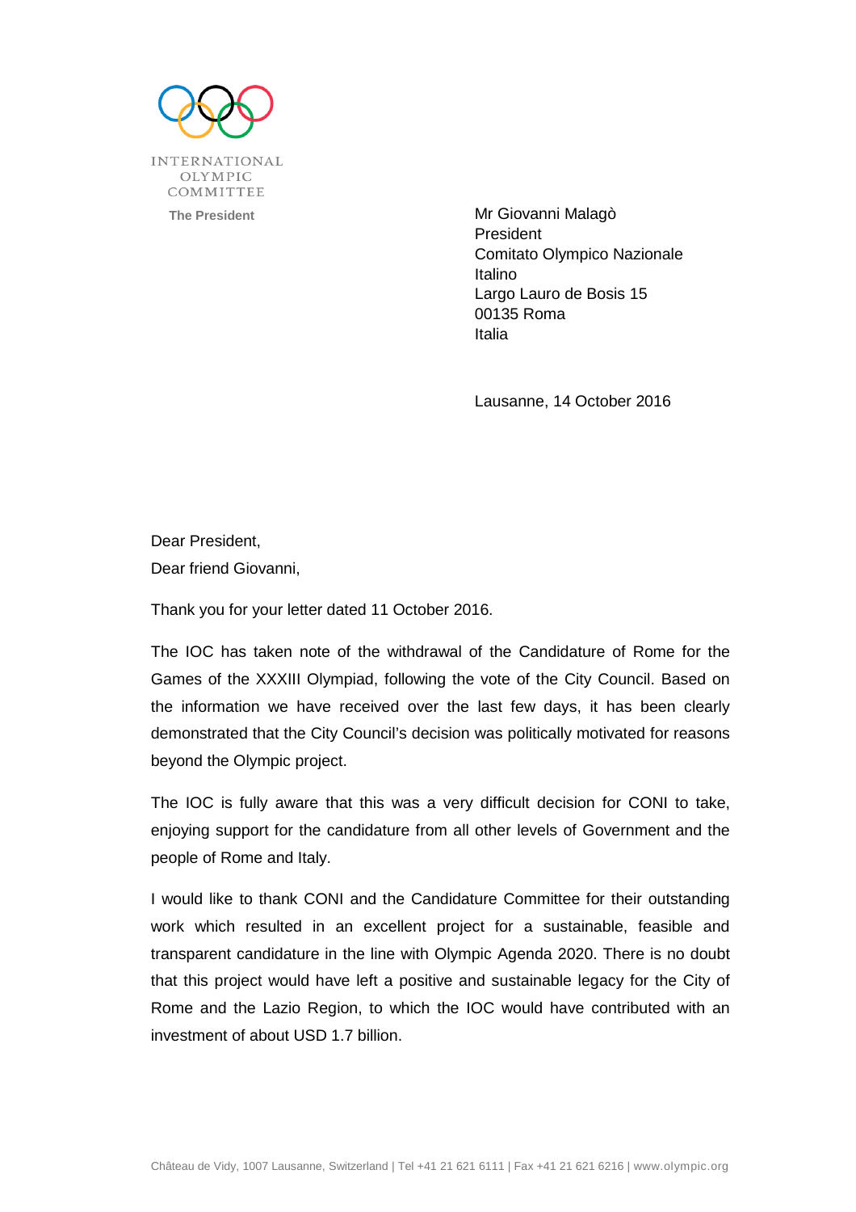INTERNATIONAL OLYMPIC COMMITTEE

The President

Mr Giovanni Malagò
President
Comitato Olympico Nazionale Italino
Largo Lauro de Bosis 15
00135 Roma
Italia

Lausanne, 14 October 2016

Dear President,
Dear friend Giovanni,

Thank you for your letter dated 11 October 2016.

The IOC has taken note of the withdrawal of the Candidature of Rome for the Games of the XXXIII Olympiad, following the vote of the City Council. Based on the information we have received over the last few days, it has been clearly demonstrated that the City Council's decision was politically motivated for reasons beyond the Olympic project.

The IOC is fully aware that this was a very difficult decision for CONI to take, enjoying support for the candidature from all other levels of Government and the people of Rome and Italy.

I would like to thank CONI and the Candidature Committee for their outstanding work which resulted in an excellent project for a sustainable, feasible and transparent candidature in the line with Olympic Agenda 2020. There is no doubt that this project would have left a positive and sustainable legacy for the City of Rome and the Lazio Region, to which the IOC would have contributed with an investment of about USD 1.7 billion.

Château de Vidy, 1007 Lausanne, Switzerland | Tel +41 21 621 6111 | Fax +41 21 621 6216 | www.olympic.org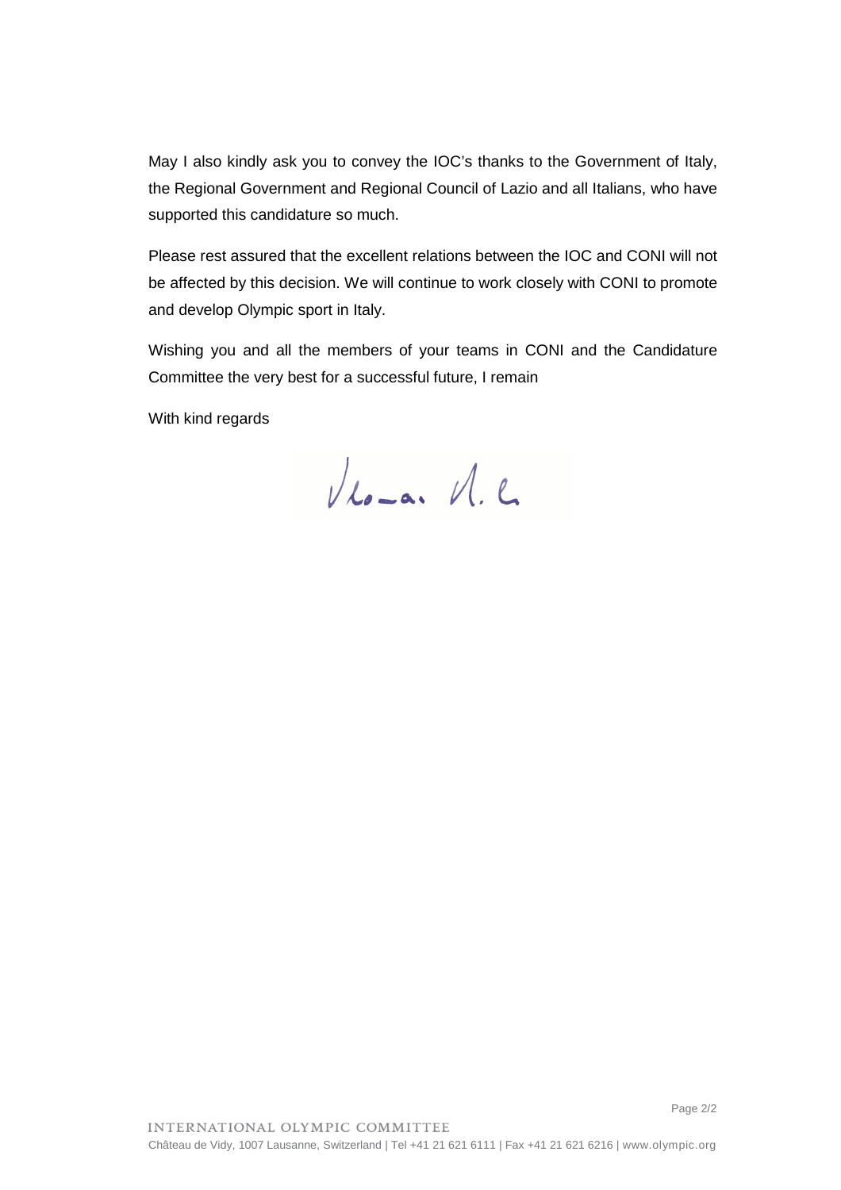May I also kindly ask you to convey the IOC's thanks to the Government of Italy, the Regional Government and Regional Council of Lazio and all Italians, who have supported this candidature so much.

Please rest assured that the excellent relations between the IOC and CONI will not be affected by this decision. We will continue to work closely with CONI to promote and develop Olympic sport in Italy.

Wishing you and all the members of your teams in CONI and the Candidature Committee the very best for a successful future, I remain

With kind regards